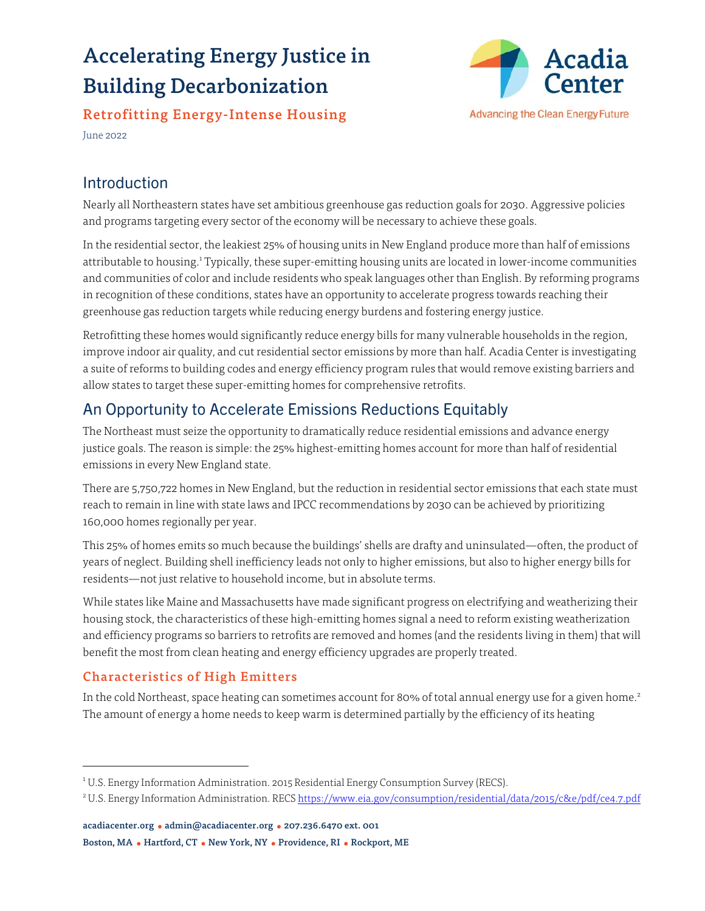# Accelerating Energy Justice in Building Decarbonization

## Retrofitting Energy-Intense Housing

Acadia Center

Advancing the Clean Energy Future

June 2022

## Introduction

Nearly all Northeastern states have set ambitious greenhouse gas reduction goals for 2030. Aggressive policies and programs targeting every sector of the economy will be necessary to achieve these goals.

In the residential sector, the leakiest 25% of housing units in New England produce more than half of emissions attributable to housing.[1] Typically, these super-emitting housing units are located in lower-income communities and communities of color and include residents who speak languages other than English. By reforming programs in recognition of these conditions, states have an opportunity to accelerate progress towards reaching their greenhouse gas reduction targets while reducing energy burdens and fostering energy justice.

Retrofitting these homes would significantly reduce energy bills for many vulnerable households in the region, improve indoor air quality, and cut residential sector emissions by more than half. Acadia Center is investigating a suite of reforms to building codes and energy efficiency program rules that would remove existing barriers and allow states to target these super-emitting homes for comprehensive retrofits.

## An Opportunity to Accelerate Emissions Reductions Equitably

The Northeast must seize the opportunity to dramatically reduce residential emissions and advance energy justice goals. The reason is simple: the 25% highest-emitting homes account for more than half of residential emissions in every New England state.

There are 5,750,722 homes in New England, but the reduction in residential sector emissions that each state must reach to remain in line with state laws and IPCC recommendations by 2030 can be achieved by prioritizing 160,000 homes regionally per year.

This 25% of homes emits so much because the buildings' shells are drafty and uninsulated—often, the product of years of neglect. Building shell inefficiency leads not only to higher emissions, but also to higher energy bills for residents—not just relative to household income, but in absolute terms.

While states like Maine and Massachusetts have made significant progress on electrifying and weatherizing their housing stock, the characteristics of these high-emitting homes signal a need to reform existing weatherization and efficiency programs so barriers to retrofits are removed and homes (and the residents living in them) that will benefit the most from clean heating and energy efficiency upgrades are properly treated.

### Characteristics of High Emitters

In the cold Northeast, space heating can sometimes account for 80% of total annual energy use for a given home.[2] The amount of energy a home needs to keep warm is determined partially by the efficiency of its heating

---

[1] U.S. Energy Information Administration. 2015 Residential Energy Consumption Survey (RECS).

[2] U.S. Energy Information Administration. RECS https://www.eia.gov/consumption/residential/data/2015/c&e/pdf/ce4.7.pdf

acadiacenter.org • admin@acadiacenter.org • 207.236.6470 ext. 001

Boston, MA • Hartford, CT • New York, NY • Providence, RI • Rockport, ME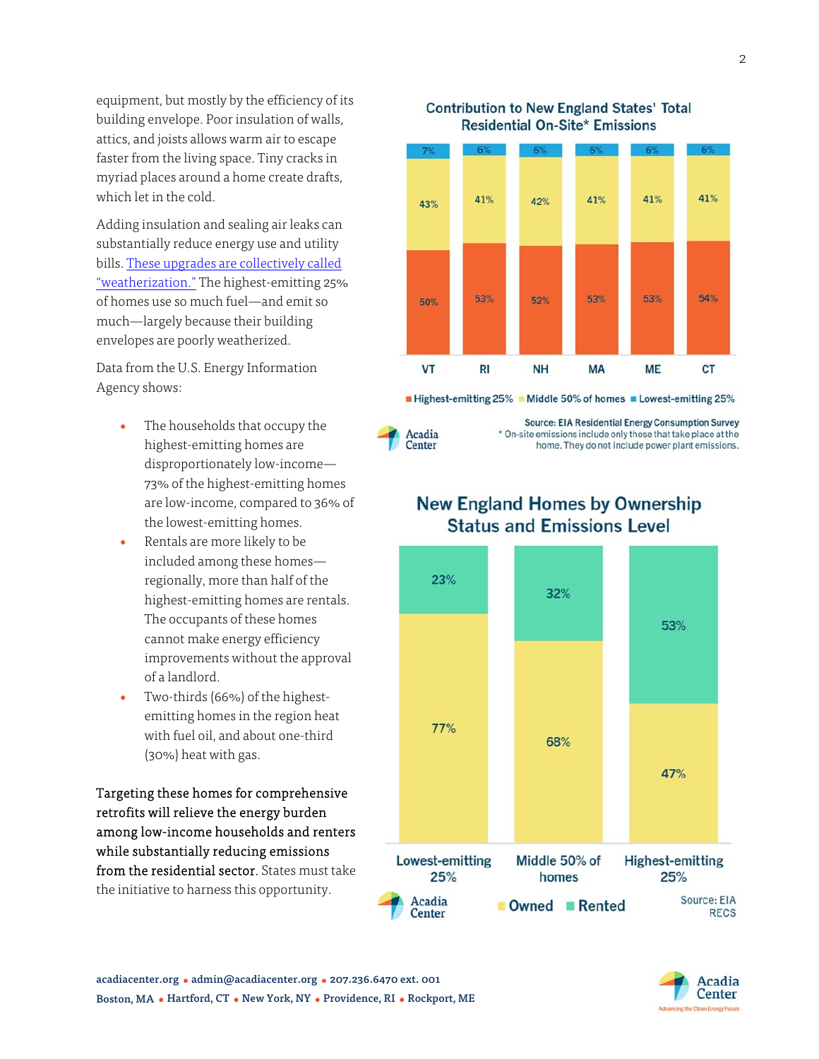equipment, but mostly by the efficiency of its building envelope. Poor insulation of walls, attics, and joists allows warm air to escape faster from the living space. Tiny cracks in myriad places around a home create drafts, which let in the cold.

Adding insulation and sealing air leaks can substantially reduce energy use and utility bills. [These upgrades are collectively called "weatherization."] The highest-emitting 25% of homes use so much fuel—and emit so much—largely because their building envelopes are poorly weatherized.

Data from the U.S. Energy Information Agency shows:

- The households that occupy the highest-emitting homes are disproportionately low-income—73% of the highest-emitting homes are low-income, compared to 36% of the lowest-emitting homes.
- Rentals are more likely to be included among these homes—regionally, more than half of the highest-emitting homes are rentals. The occupants of these homes cannot make energy efficiency improvements without the approval of a landlord.
- Two-thirds (66%) of the highest-emitting homes in the region heat with fuel oil, and about one-third (30%) heat with gas.

**Targeting these homes for comprehensive retrofits will relieve the energy burden among low-income households and renters while substantially reducing emissions from the residential sector.** States must take the initiative to harness this opportunity.

**Contribution to New England States' Total Residential On-Site* Emissions**

| State | Highest-emitting 25% | Middle 50% of homes | Lowest-emitting 25% |
|---|---|---|---|
| VT | 50% | 43% | 7% |
| RI | 53% | 41% | 6% |
| NH | 52% | 42% | 6% |
| MA | 53% | 41% | 6% |
| ME | 53% | 41% | 6% |
| CT | 54% | 41% | 6% |

Source: EIA Residential Energy Consumption Survey
* On-site emissions include only those that take place at the home. They do not include power plant emissions.

**New England Homes by Ownership Status and Emissions Level**

| | Lowest-emitting 25% | Middle 50% of homes | Highest-emitting 25% |
|---|---|---|---|
| Rented | 23% | 32% | 53% |
| Owned | 77% | 68% | 47% |

Source: EIA RECS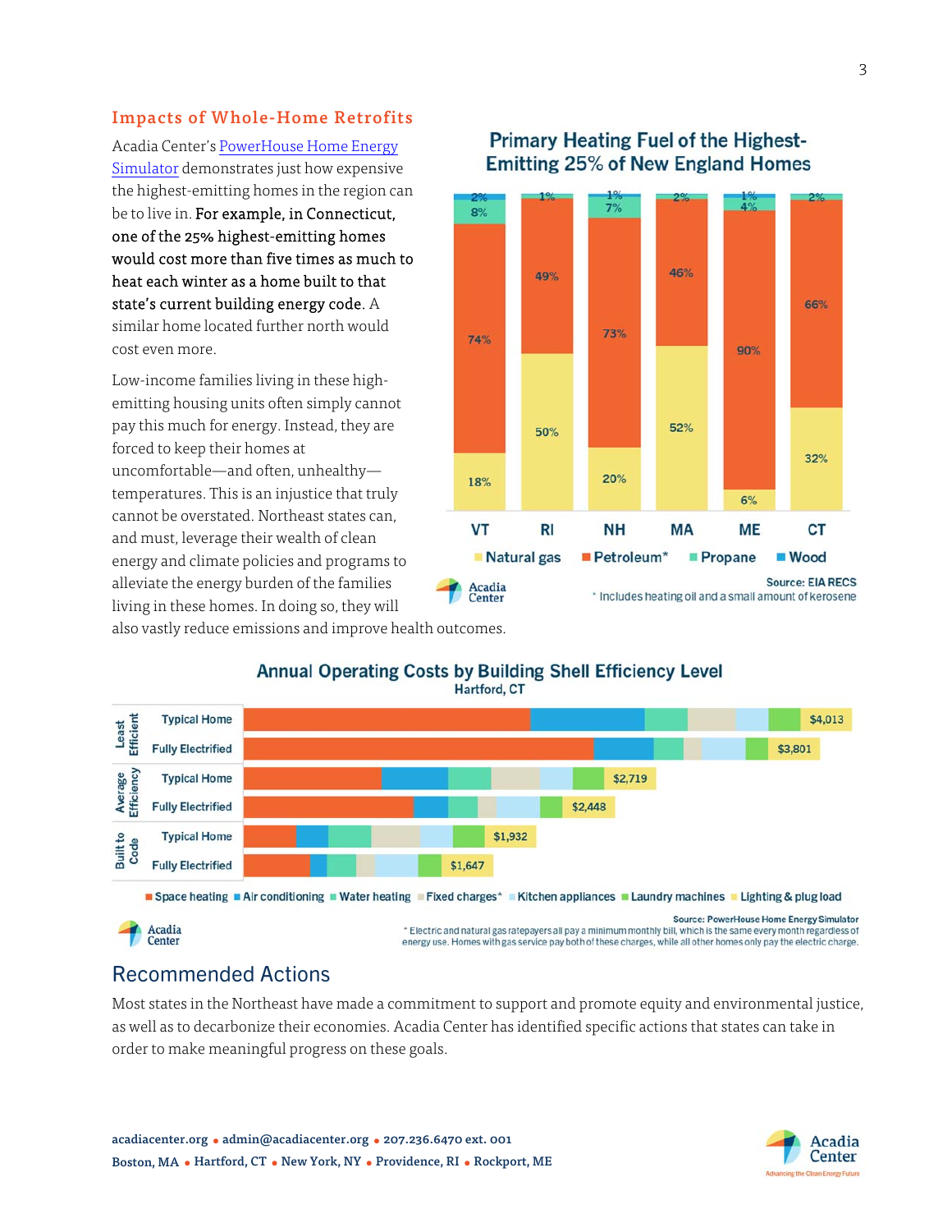## Impacts of Whole-Home Retrofits

Acadia Center's PowerHouse Home Energy Simulator demonstrates just how expensive the highest-emitting homes in the region can be to live in. **For example, in Connecticut, one of the 25% highest-emitting homes would cost more than five times as much to heat each winter as a home built to that state's current building energy code.** A similar home located further north would cost even more.

Low-income families living in these high-emitting housing units often simply cannot pay this much for energy. Instead, they are forced to keep their homes at uncomfortable—and often, unhealthy—temperatures. This is an injustice that truly cannot be overstated. Northeast states can, and must, leverage their wealth of clean energy and climate policies and programs to alleviate the energy burden of the families living in these homes. In doing so, they will also vastly reduce emissions and improve health outcomes.

**Primary Heating Fuel of the Highest-Emitting 25% of New England Homes**

| | VT | RI | NH | MA | ME | CT |
|---|---|---|---|---|---|---|
| Natural gas | 18% | 50% | 20% | 52% | 6% | 32% |
| Petroleum* | 74% | 49% | 73% | 46% | 90% | 66% |
| Propane | 8% | 1% | 7% | 2% | 4% | 2% |
| Wood | 2% | | 1% | | 1% | |

Source: EIA RECS

\* Includes heating oil and a small amount of kerosene

**Annual Operating Costs by Building Shell Efficiency Level**
Hartford, CT

| Efficiency Level | Home | Total Annual Operating Cost |
|---|---|---|
| Least Efficient | Typical Home | $4,013 |
| Least Efficient | Fully Electrified | $3,801 |
| Average Efficiency | Typical Home | $2,719 |
| Average Efficiency | Fully Electrified | $2,448 |
| Built to Code | Typical Home | $1,932 |
| Built to Code | Fully Electrified | $1,647 |

Cost components: Space heating, Air conditioning, Water heating, Fixed charges*, Kitchen appliances, Laundry machines, Lighting & plug load

Source: PowerHouse Home Energy Simulator

\* Electric and natural gas ratepayers all pay a minimum monthly bill, which is the same every month regardless of energy use. Homes with gas service pay both of these charges, while all other homes only pay the electric charge.

## Recommended Actions

Most states in the Northeast have made a commitment to support and promote equity and environmental justice, as well as to decarbonize their economies. Acadia Center has identified specific actions that states can take in order to make meaningful progress on these goals.

acadiacenter.org • admin@acadiacenter.org • 207.236.6470 ext. 001
Boston, MA • Hartford, CT • New York, NY • Providence, RI • Rockport, ME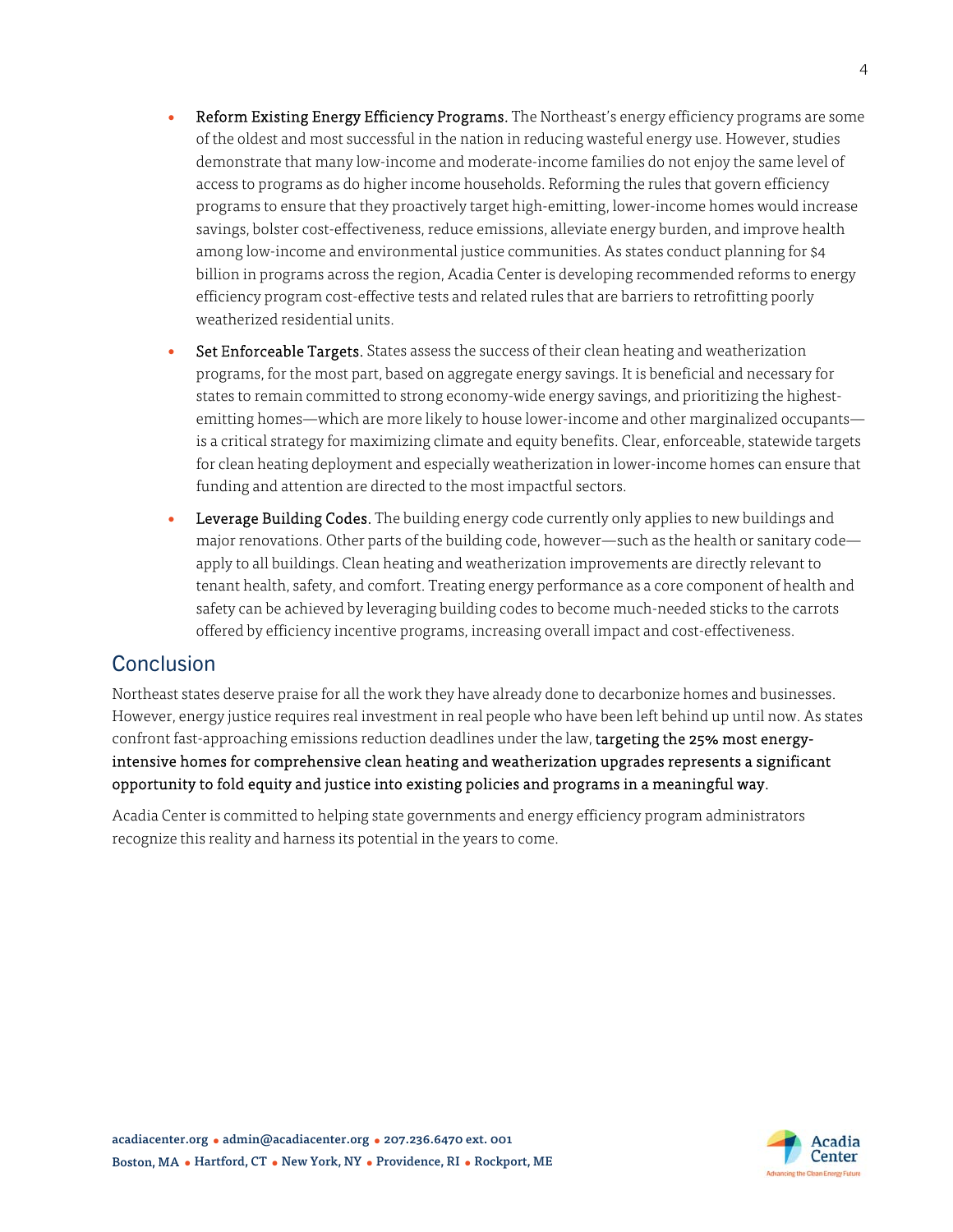- **Reform Existing Energy Efficiency Programs.** The Northeast's energy efficiency programs are some of the oldest and most successful in the nation in reducing wasteful energy use. However, studies demonstrate that many low-income and moderate-income families do not enjoy the same level of access to programs as do higher income households. Reforming the rules that govern efficiency programs to ensure that they proactively target high-emitting, lower-income homes would increase savings, bolster cost-effectiveness, reduce emissions, alleviate energy burden, and improve health among low-income and environmental justice communities. As states conduct planning for $4 billion in programs across the region, Acadia Center is developing recommended reforms to energy efficiency program cost-effective tests and related rules that are barriers to retrofitting poorly weatherized residential units.
- **Set Enforceable Targets.** States assess the success of their clean heating and weatherization programs, for the most part, based on aggregate energy savings. It is beneficial and necessary for states to remain committed to strong economy-wide energy savings, and prioritizing the highest-emitting homes—which are more likely to house lower-income and other marginalized occupants—is a critical strategy for maximizing climate and equity benefits. Clear, enforceable, statewide targets for clean heating deployment and especially weatherization in lower-income homes can ensure that funding and attention are directed to the most impactful sectors.
- **Leverage Building Codes.** The building energy code currently only applies to new buildings and major renovations. Other parts of the building code, however—such as the health or sanitary code—apply to all buildings. Clean heating and weatherization improvements are directly relevant to tenant health, safety, and comfort. Treating energy performance as a core component of health and safety can be achieved by leveraging building codes to become much-needed sticks to the carrots offered by efficiency incentive programs, increasing overall impact and cost-effectiveness.

## Conclusion

Northeast states deserve praise for all the work they have already done to decarbonize homes and businesses. However, energy justice requires real investment in real people who have been left behind up until now. As states confront fast-approaching emissions reduction deadlines under the law, **targeting the 25% most energy-intensive homes for comprehensive clean heating and weatherization upgrades represents a significant opportunity to fold equity and justice into existing policies and programs in a meaningful way.**

Acadia Center is committed to helping state governments and energy efficiency program administrators recognize this reality and harness its potential in the years to come.